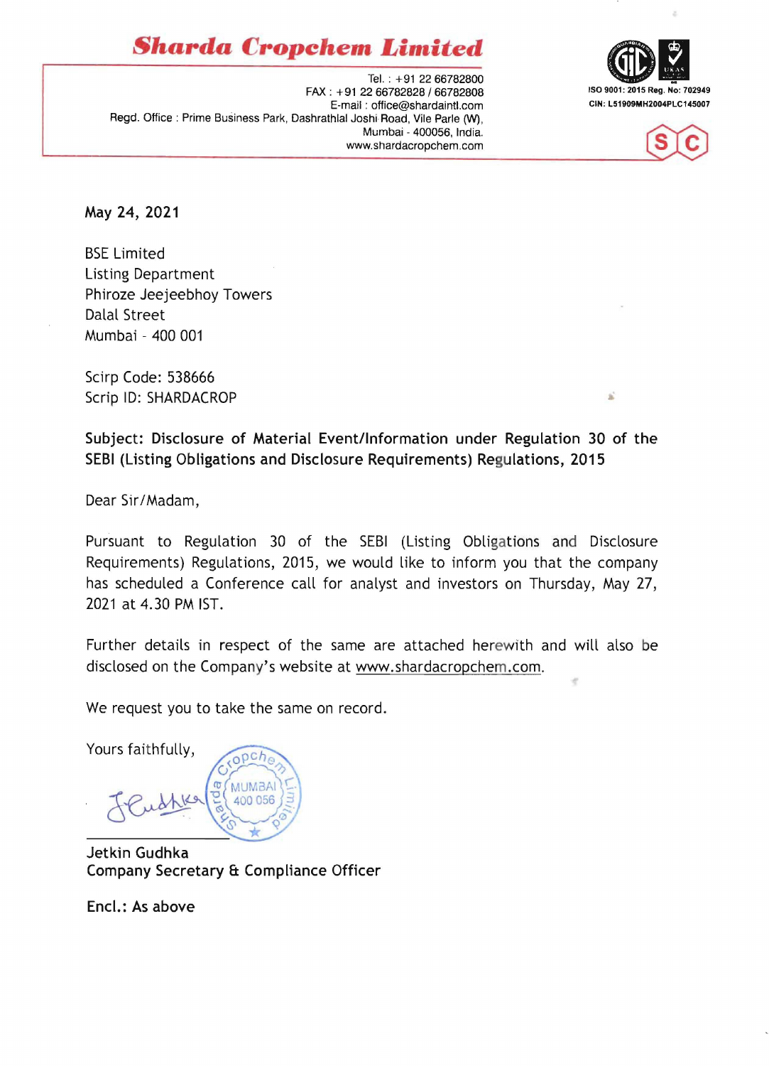# Sharda Cropchem Limited

Tel. : +91 22 66782800
FAX : +91 22 66782828 / 66782808
E-mail : office@shardaintl.com
Regd. Office : Prime Business Park, Dashrathlal Joshi Road, Vile Parle (W), Mumbai - 400056, India.
www.shardacropchem.com

ISO 9001: 2015 Reg. No: 702949
CIN: L51909MH2004PLC145007

May 24, 2021

BSE Limited
Listing Department
Phiroze Jeejeebhoy Towers
Dalal Street
Mumbai - 400 001

Scirp Code: 538666
Scrip ID: SHARDACROP

**Subject: Disclosure of Material Event/Information under Regulation 30 of the SEBI (Listing Obligations and Disclosure Requirements) Regulations, 2015**

Dear Sir/Madam,

Pursuant to Regulation 30 of the SEBI (Listing Obligations and Disclosure Requirements) Regulations, 2015, we would like to inform you that the company has scheduled a Conference call for analyst and investors on Thursday, May 27, 2021 at 4.30 PM IST.

Further details in respect of the same are attached herewith and will also be disclosed on the Company's website at www.shardacropchem.com.

We request you to take the same on record.

Yours faithfully,

Jetkin Gudhka
Company Secretary & Compliance Officer

Encl.: As above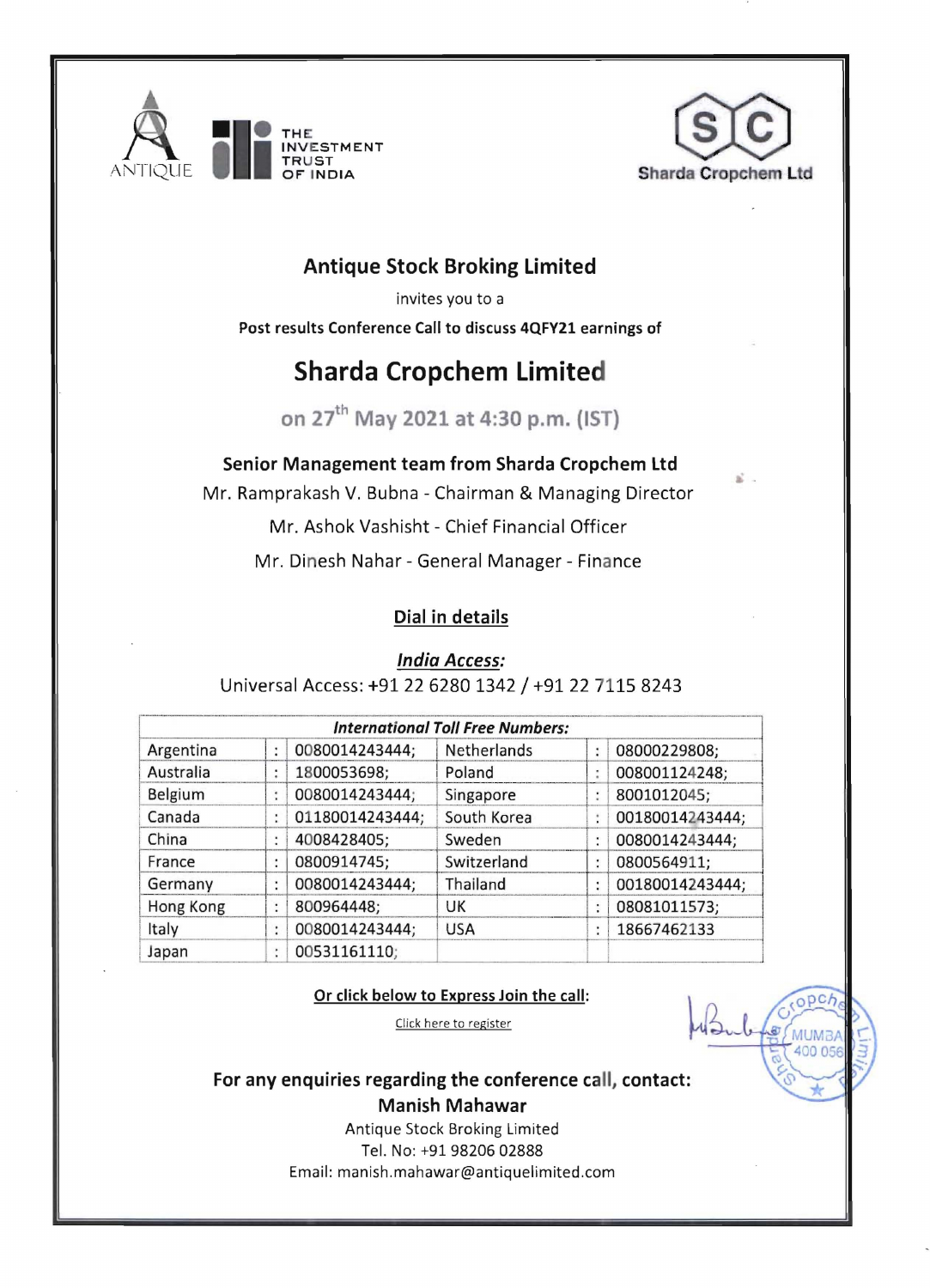ANTIQUE

THE INVESTMENT TRUST OF INDIA

Sharda Cropchem Ltd

## Antique Stock Broking Limited

invites you to a

**Post results Conference Call to discuss 4QFY21 earnings of**

# Sharda Cropchem Limited

**on 27th May 2021 at 4:30 p.m. (IST)**

**Senior Management team from Sharda Cropchem Ltd**

Mr. Ramprakash V. Bubna - Chairman & Managing Director

Mr. Ashok Vashisht - Chief Financial Officer

Mr. Dinesh Nahar - General Manager - Finance

**Dial in details**

***India Access:***

Universal Access: +91 22 6280 1342 / +91 22 7115 8243

| ***International Toll Free Numbers:*** | | | | | |
|---|---|---|---|---|---|
| Argentina | : | 0080014243444; | Netherlands | : | 08000229808; |
| Australia | : | 1800053698; | Poland | : | 008001124248; |
| Belgium | : | 0080014243444; | Singapore | : | 8001012045; |
| Canada | : | 01180014243444; | South Korea | : | 00180014243444; |
| China | : | 4008428405; | Sweden | : | 0080014243444; |
| France | : | 0800914745; | Switzerland | : | 0800564911; |
| Germany | : | 0080014243444; | Thailand | : | 00180014243444; |
| Hong Kong | : | 800964448; | UK | : | 08081011573; |
| Italy | : | 0080014243444; | USA | : | 18667462133 |
| Japan | : | 00531161110; | | | |

**Or click below to Express Join the call:**

Click here to register

**For any enquiries regarding the conference call, contact:**

**Manish Mahawar**

Antique Stock Broking Limited

Tel. No: +91 98206 02888

Email: manish.mahawar@antiquelimited.com